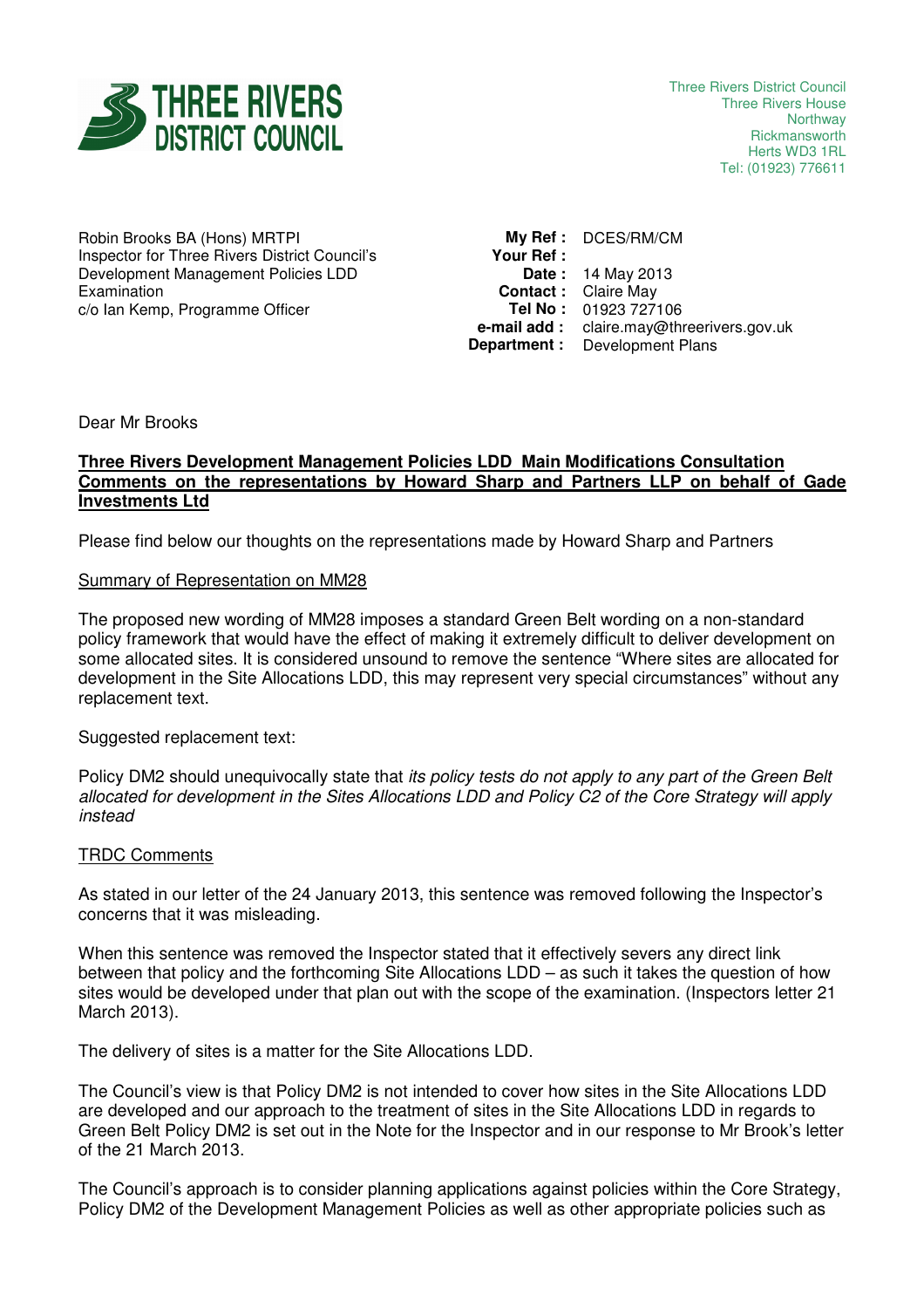**THREE RIVERS DISTRICT COUNCIL**

Three Rivers District Council
Three Rivers House
Northway
Rickmansworth
Herts WD3 1RL
Tel: (01923) 776611

Robin Brooks BA (Hons) MRTPI
Inspector for Three Rivers District Council's Development Management Policies LDD Examination
c/o Ian Kemp, Programme Officer

**My Ref :** DCES/RM/CM
**Your Ref :**
**Date :** 14 May 2013
**Contact :** Claire May
**Tel No :** 01923 727106
**e-mail add :** claire.may@threerivers.gov.uk
**Department :** Development Plans

Dear Mr Brooks

**Three Rivers Development Management Policies LDD Main Modifications Consultation Comments on the representations by Howard Sharp and Partners LLP on behalf of Gade Investments Ltd**

Please find below our thoughts on the representations made by Howard Sharp and Partners

Summary of Representation on MM28

The proposed new wording of MM28 imposes a standard Green Belt wording on a non-standard policy framework that would have the effect of making it extremely difficult to deliver development on some allocated sites. It is considered unsound to remove the sentence "Where sites are allocated for development in the Site Allocations LDD, this may represent very special circumstances" without any replacement text.

Suggested replacement text:

Policy DM2 should unequivocally state that *its policy tests do not apply to any part of the Green Belt allocated for development in the Sites Allocations LDD and Policy C2 of the Core Strategy will apply instead*

TRDC Comments

As stated in our letter of the 24 January 2013, this sentence was removed following the Inspector's concerns that it was misleading.

When this sentence was removed the Inspector stated that it effectively severs any direct link between that policy and the forthcoming Site Allocations LDD – as such it takes the question of how sites would be developed under that plan out with the scope of the examination. (Inspectors letter 21 March 2013).

The delivery of sites is a matter for the Site Allocations LDD.

The Council's view is that Policy DM2 is not intended to cover how sites in the Site Allocations LDD are developed and our approach to the treatment of sites in the Site Allocations LDD in regards to Green Belt Policy DM2 is set out in the Note for the Inspector and in our response to Mr Brook's letter of the 21 March 2013.

The Council's approach is to consider planning applications against policies within the Core Strategy, Policy DM2 of the Development Management Policies as well as other appropriate policies such as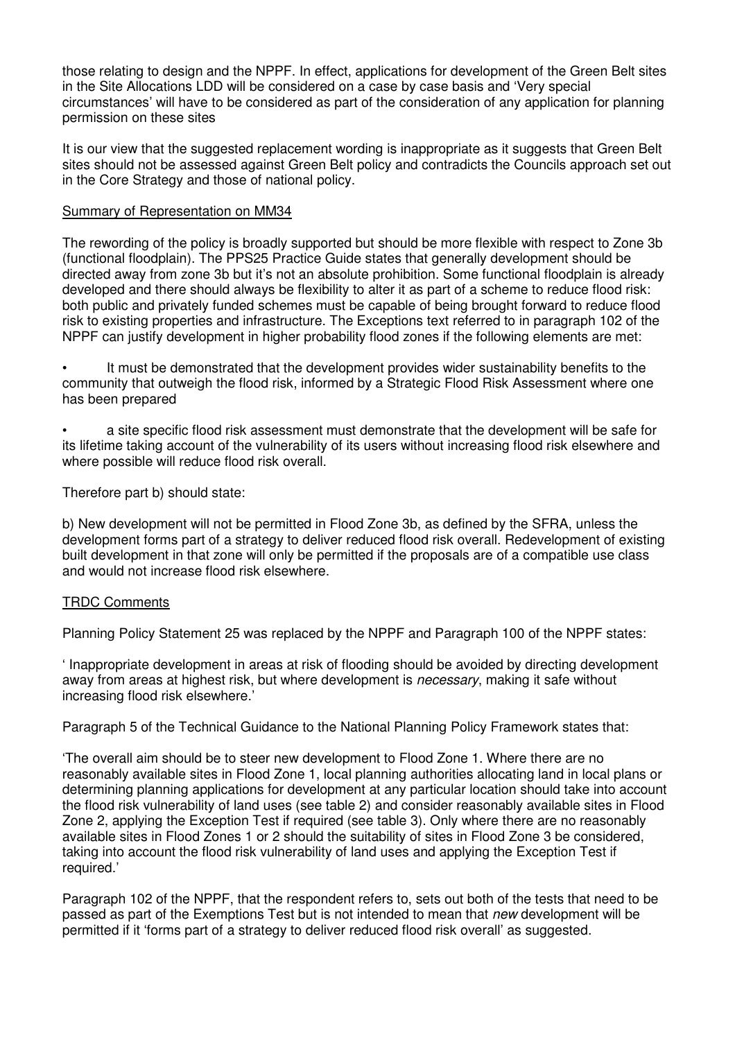those relating to design and the NPPF. In effect, applications for development of the Green Belt sites in the Site Allocations LDD will be considered on a case by case basis and 'Very special circumstances' will have to be considered as part of the consideration of any application for planning permission on these sites

It is our view that the suggested replacement wording is inappropriate as it suggests that Green Belt sites should not be assessed against Green Belt policy and contradicts the Councils approach set out in the Core Strategy and those of national policy.

Summary of Representation on MM34

The rewording of the policy is broadly supported but should be more flexible with respect to Zone 3b (functional floodplain). The PPS25 Practice Guide states that generally development should be directed away from zone 3b but it's not an absolute prohibition. Some functional floodplain is already developed and there should always be flexibility to alter it as part of a scheme to reduce flood risk: both public and privately funded schemes must be capable of being brought forward to reduce flood risk to existing properties and infrastructure. The Exceptions text referred to in paragraph 102 of the NPPF can justify development in higher probability flood zones if the following elements are met:

- It must be demonstrated that the development provides wider sustainability benefits to the community that outweigh the flood risk, informed by a Strategic Flood Risk Assessment where one has been prepared

- a site specific flood risk assessment must demonstrate that the development will be safe for its lifetime taking account of the vulnerability of its users without increasing flood risk elsewhere and where possible will reduce flood risk overall.

Therefore part b) should state:

b) New development will not be permitted in Flood Zone 3b, as defined by the SFRA, unless the development forms part of a strategy to deliver reduced flood risk overall. Redevelopment of existing built development in that zone will only be permitted if the proposals are of a compatible use class and would not increase flood risk elsewhere.

TRDC Comments

Planning Policy Statement 25 was replaced by the NPPF and Paragraph 100 of the NPPF states:

' Inappropriate development in areas at risk of flooding should be avoided by directing development away from areas at highest risk, but where development is *necessary*, making it safe without increasing flood risk elsewhere.'

Paragraph 5 of the Technical Guidance to the National Planning Policy Framework states that:

'The overall aim should be to steer new development to Flood Zone 1. Where there are no reasonably available sites in Flood Zone 1, local planning authorities allocating land in local plans or determining planning applications for development at any particular location should take into account the flood risk vulnerability of land uses (see table 2) and consider reasonably available sites in Flood Zone 2, applying the Exception Test if required (see table 3). Only where there are no reasonably available sites in Flood Zones 1 or 2 should the suitability of sites in Flood Zone 3 be considered, taking into account the flood risk vulnerability of land uses and applying the Exception Test if required.'

Paragraph 102 of the NPPF, that the respondent refers to, sets out both of the tests that need to be passed as part of the Exemptions Test but is not intended to mean that *new* development will be permitted if it 'forms part of a strategy to deliver reduced flood risk overall' as suggested.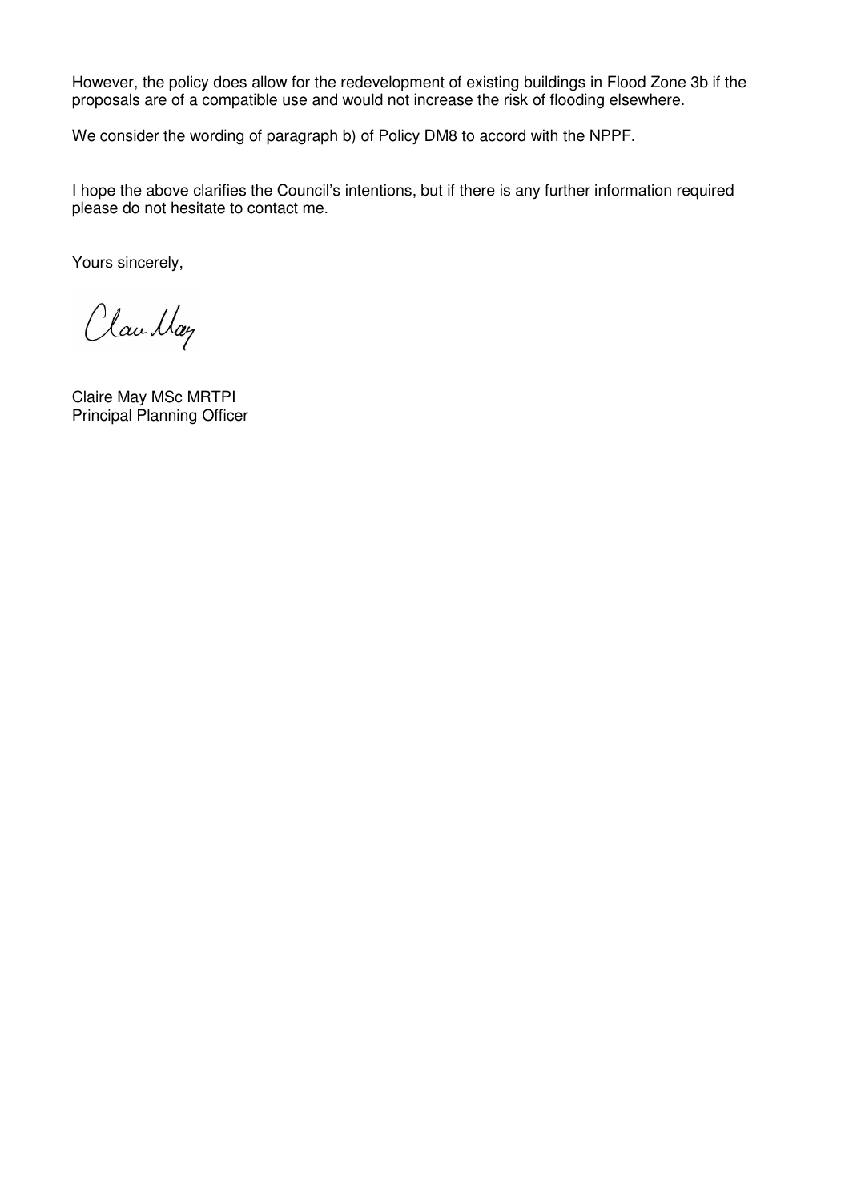However, the policy does allow for the redevelopment of existing buildings in Flood Zone 3b if the proposals are of a compatible use and would not increase the risk of flooding elsewhere.

We consider the wording of paragraph b) of Policy DM8 to accord with the NPPF.

I hope the above clarifies the Council's intentions, but if there is any further information required please do not hesitate to contact me.

Yours sincerely,

Claire May MSc MRTPI
Principal Planning Officer